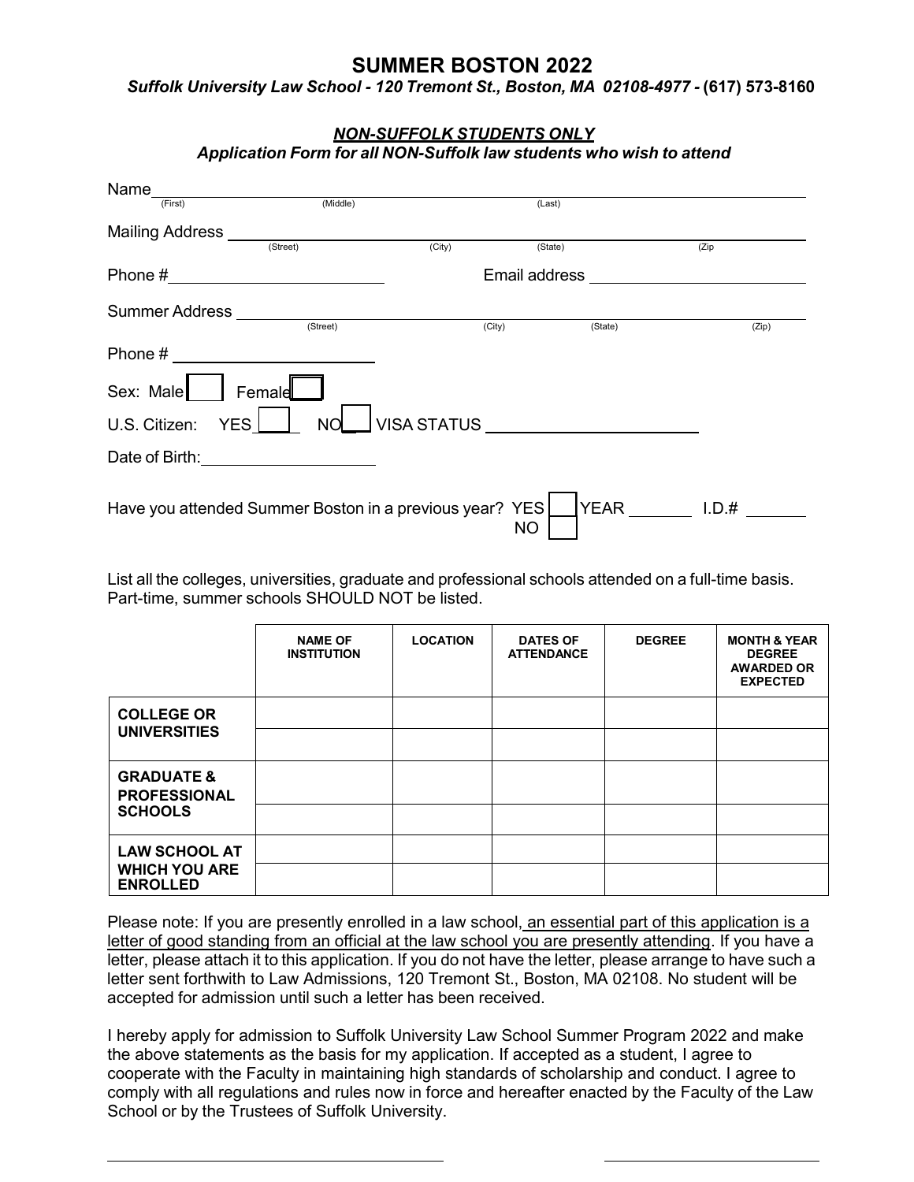# SUMMER BOSTON 2022

***Suffolk University Law School - 120 Tremont St., Boston, MA 02108-4977* - (617) 573-8160**

***NON-SUFFOLK STUDENTS ONLY***

***Application Form for all NON-Suffolk law students who wish to attend***

Name ______________________________________________________________
(First) (Middle) (Last)

Mailing Address ______________________________________________________
(Street) (City) (State) (Zip

Phone # ________________________ Email address ________________________

Summer Address ______________________________________________________
(Street) (City) (State) (Zip)

Phone # ________________________

Sex: Male ☐ Female ☐

U.S. Citizen: YES ☐ NO ☐ VISA STATUS ________________________

Date of Birth: ____________________

Have you attended Summer Boston in a previous year? YES ☐ NO ☐ YEAR _______ I.D.# _______

List all the colleges, universities, graduate and professional schools attended on a full-time basis. Part-time, summer schools SHOULD NOT be listed.

| | NAME OF INSTITUTION | LOCATION | DATES OF ATTENDANCE | DEGREE | MONTH & YEAR DEGREE AWARDED OR EXPECTED |
|---|---|---|---|---|---|
| **COLLEGE OR UNIVERSITIES** | | | | | |
| | | | | | |
| **GRADUATE & PROFESSIONAL SCHOOLS** | | | | | |
| | | | | | |
| **LAW SCHOOL AT WHICH YOU ARE ENROLLED** | | | | | |
| | | | | | |

Please note: If you are presently enrolled in a law school, an essential part of this application is a letter of good standing from an official at the law school you are presently attending. If you have a letter, please attach it to this application. If you do not have the letter, please arrange to have such a letter sent forthwith to Law Admissions, 120 Tremont St., Boston, MA 02108. No student will be accepted for admission until such a letter has been received.

I hereby apply for admission to Suffolk University Law School Summer Program 2022 and make the above statements as the basis for my application. If accepted as a student, I agree to cooperate with the Faculty in maintaining high standards of scholarship and conduct. I agree to comply with all regulations and rules now in force and hereafter enacted by the Faculty of the Law School or by the Trustees of Suffolk University.

________________________________________ ________________________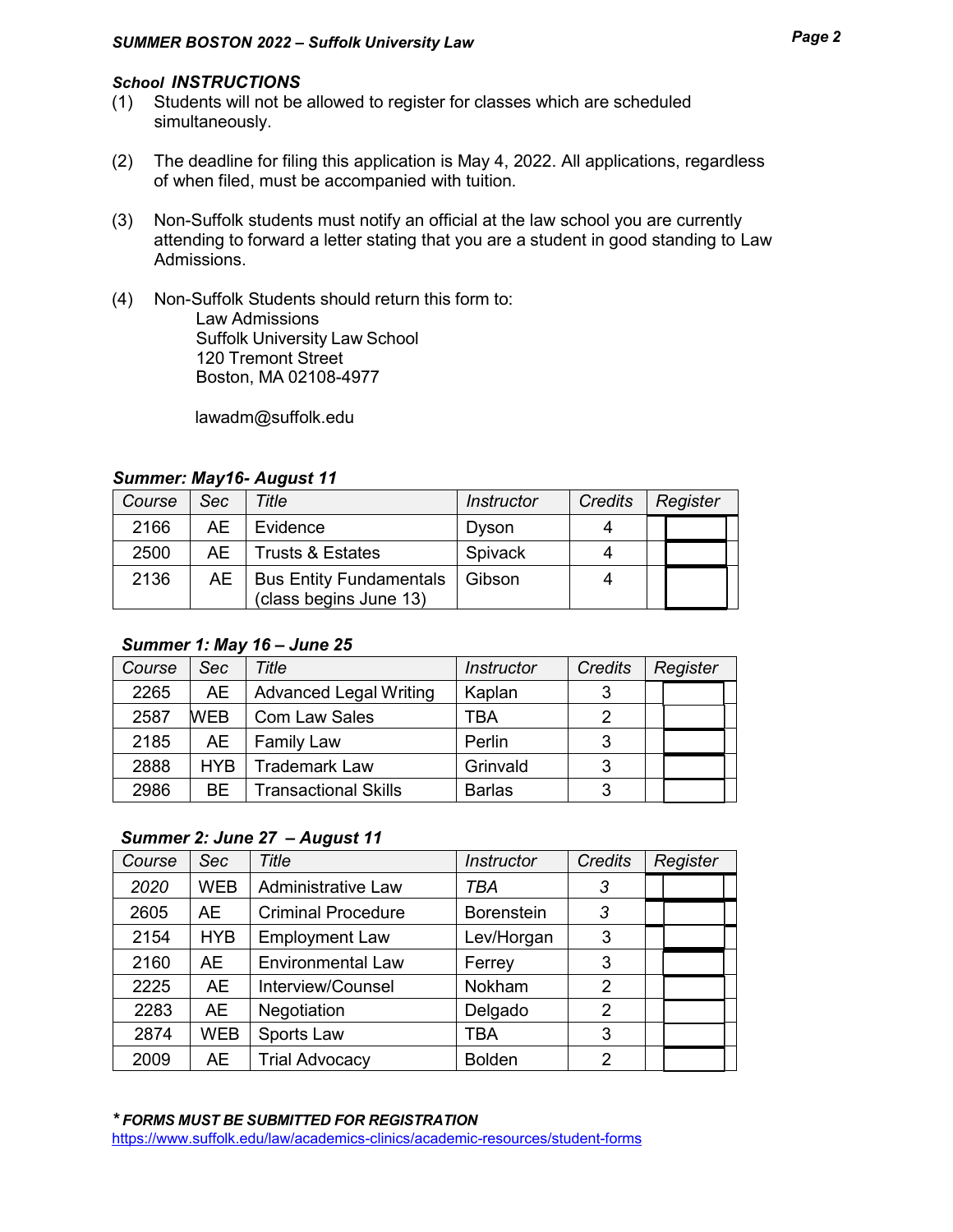## *School INSTRUCTIONS*

(1) Students will not be allowed to register for classes which are scheduled simultaneously.

(2) The deadline for filing this application is May 4, 2022. All applications, regardless of when filed, must be accompanied with tuition.

(3) Non-Suffolk students must notify an official at the law school you are currently attending to forward a letter stating that you are a student in good standing to Law Admissions.

(4) Non-Suffolk Students should return this form to:
    Law Admissions
    Suffolk University Law School
    120 Tremont Street
    Boston, MA 02108-4977

    lawadm@suffolk.edu

### *Summer: May16- August 11*

| Course | Sec | Title | Instructor | Credits | Register |
|---|---|---|---|---|---|
| 2166 | AE | Evidence | Dyson | 4 | |
| 2500 | AE | Trusts & Estates | Spivack | 4 | |
| 2136 | AE | Bus Entity Fundamentals (class begins June 13) | Gibson | 4 | |

### *Summer 1: May 16 – June 25*

| Course | Sec | Title | Instructor | Credits | Register |
|---|---|---|---|---|---|
| 2265 | AE | Advanced Legal Writing | Kaplan | 3 | |
| 2587 | WEB | Com Law Sales | TBA | 2 | |
| 2185 | AE | Family Law | Perlin | 3 | |
| 2888 | HYB | Trademark Law | Grinvald | 3 | |
| 2986 | BE | Transactional Skills | Barlas | 3 | |

### *Summer 2: June 27 – August 11*

| Course | Sec | Title | Instructor | Credits | Register |
|---|---|---|---|---|---|
| *2020* | WEB | Administrative Law | *TBA* | *3* | |
| 2605 | AE | Criminal Procedure | Borenstein | *3* | |
| 2154 | HYB | Employment Law | Lev/Horgan | 3 | |
| 2160 | AE | Environmental Law | Ferrey | 3 | |
| 2225 | AE | Interview/Counsel | Nokham | 2 | |
| 2283 | AE | Negotiation | Delgado | 2 | |
| 2874 | WEB | Sports Law | TBA | 3 | |
| 2009 | AE | Trial Advocacy | Bolden | 2 | |

***\* FORMS MUST BE SUBMITTED FOR REGISTRATION***
https://www.suffolk.edu/law/academics-clinics/academic-resources/student-forms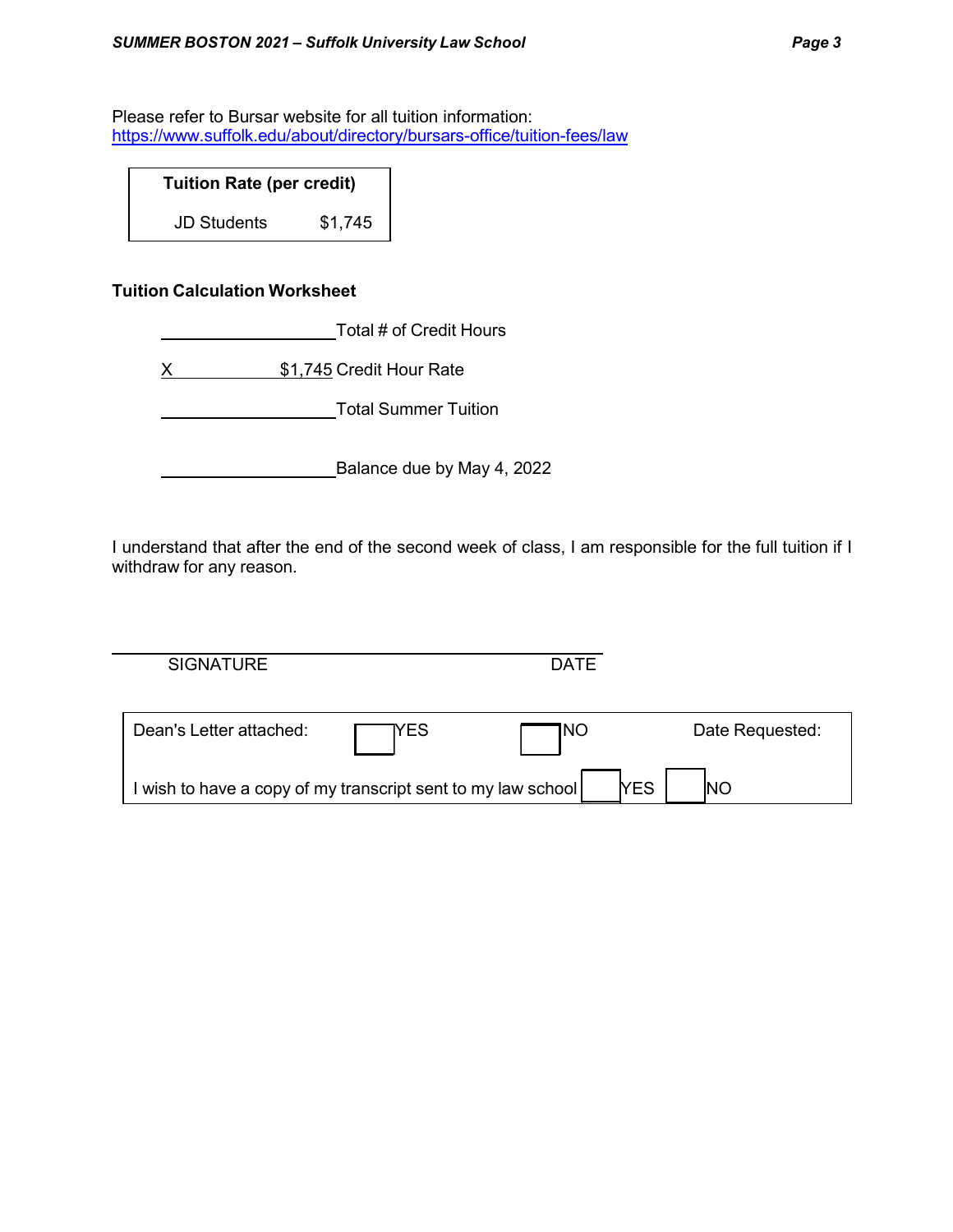Please refer to Bursar website for all tuition information:
https://www.suffolk.edu/about/directory/bursars-office/tuition-fees/law

| Tuition Rate (per credit) | |
|---|---|
| JD Students | $1,745 |

**Tuition Calculation Worksheet**

\_\_\_\_\_\_\_\_\_\_\_\_\_\_\_\_\_\_\_\_ Total # of Credit Hours

X \_\_\_\_\_\_\_\_\_\_\_\_ $1,745 Credit Hour Rate

\_\_\_\_\_\_\_\_\_\_\_\_\_\_\_\_\_\_\_\_ Total Summer Tuition

\_\_\_\_\_\_\_\_\_\_\_\_\_\_\_\_\_\_\_\_ Balance due by May 4, 2022

I understand that after the end of the second week of class, I am responsible for the full tuition if I withdraw for any reason.

\_\_\_\_\_\_\_\_\_\_\_\_\_\_\_\_\_\_\_\_\_\_\_\_\_\_\_\_\_\_\_\_\_\_\_\_\_\_\_\_\_\_\_\_\_\_\_\_\_\_\_\_\_\_\_\_\_\_

SIGNATURE DATE

| | | | |
|---|---|---|---|
| Dean's Letter attached: | ☐ YES | ☐ NO | Date Requested: |
| I wish to have a copy of my transcript sent to my law school | ☐ YES | ☐ NO | |